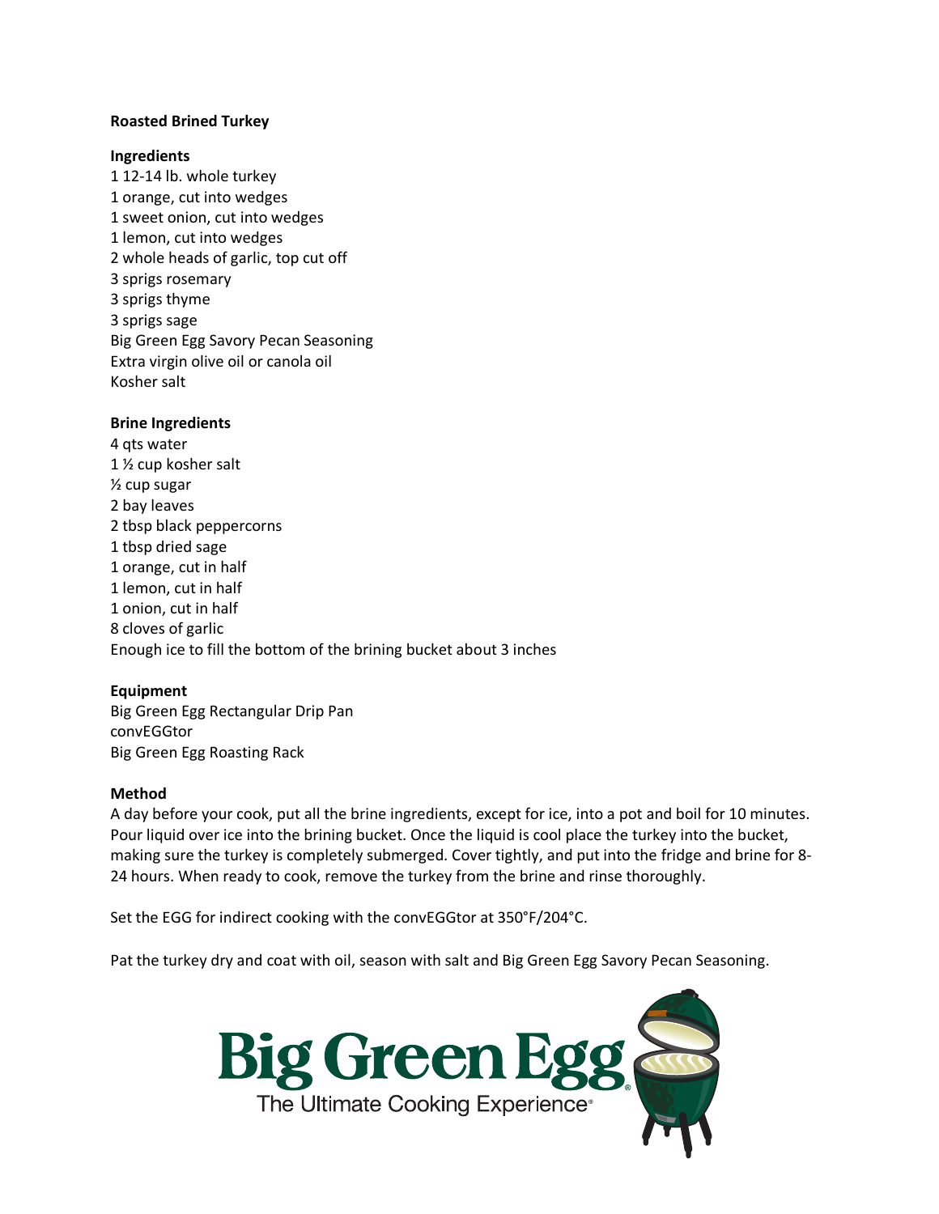# Roasted Brined Turkey

## Ingredients

1 12-14 lb. whole turkey
1 orange, cut into wedges
1 sweet onion, cut into wedges
1 lemon, cut into wedges
2 whole heads of garlic, top cut off
3 sprigs rosemary
3 sprigs thyme
3 sprigs sage
Big Green Egg Savory Pecan Seasoning
Extra virgin olive oil or canola oil
Kosher salt

## Brine Ingredients

4 qts water
1 ½ cup kosher salt
½ cup sugar
2 bay leaves
2 tbsp black peppercorns
1 tbsp dried sage
1 orange, cut in half
1 lemon, cut in half
1 onion, cut in half
8 cloves of garlic
Enough ice to fill the bottom of the brining bucket about 3 inches

## Equipment

Big Green Egg Rectangular Drip Pan
convEGGtor
Big Green Egg Roasting Rack

## Method

A day before your cook, put all the brine ingredients, except for ice, into a pot and boil for 10 minutes. Pour liquid over ice into the brining bucket. Once the liquid is cool place the turkey into the bucket, making sure the turkey is completely submerged. Cover tightly, and put into the fridge and brine for 8-24 hours. When ready to cook, remove the turkey from the brine and rinse thoroughly.

Set the EGG for indirect cooking with the convEGGtor at 350°F/204°C.

Pat the turkey dry and coat with oil, season with salt and Big Green Egg Savory Pecan Seasoning.

Big Green Egg
The Ultimate Cooking Experience®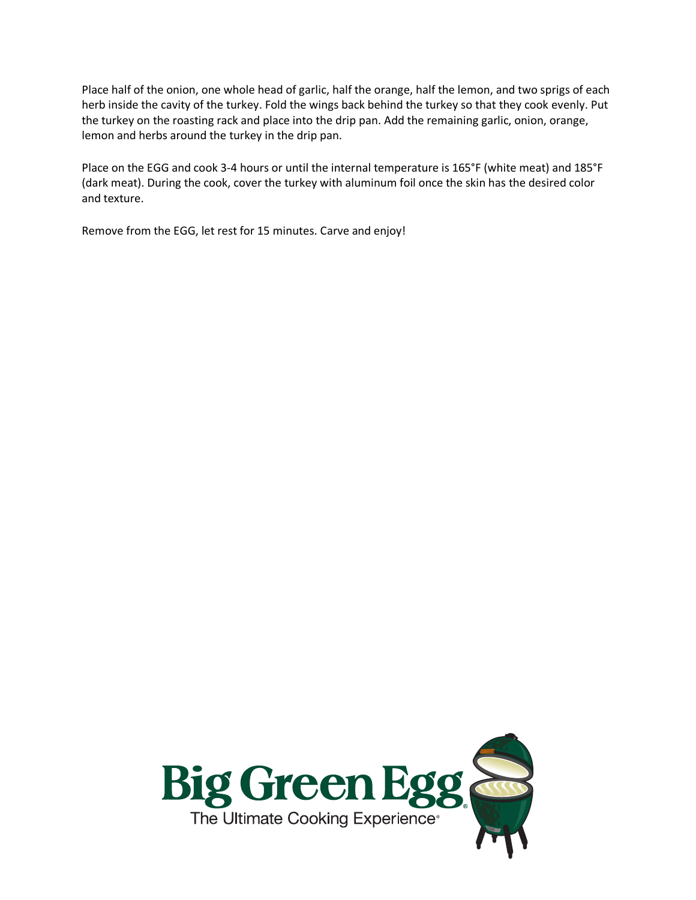Place half of the onion, one whole head of garlic, half the orange, half the lemon, and two sprigs of each herb inside the cavity of the turkey. Fold the wings back behind the turkey so that they cook evenly. Put the turkey on the roasting rack and place into the drip pan. Add the remaining garlic, onion, orange, lemon and herbs around the turkey in the drip pan.

Place on the EGG and cook 3-4 hours or until the internal temperature is 165°F (white meat) and 185°F (dark meat). During the cook, cover the turkey with aluminum foil once the skin has the desired color and texture.

Remove from the EGG, let rest for 15 minutes. Carve and enjoy!

Big Green Egg®

The Ultimate Cooking Experience®